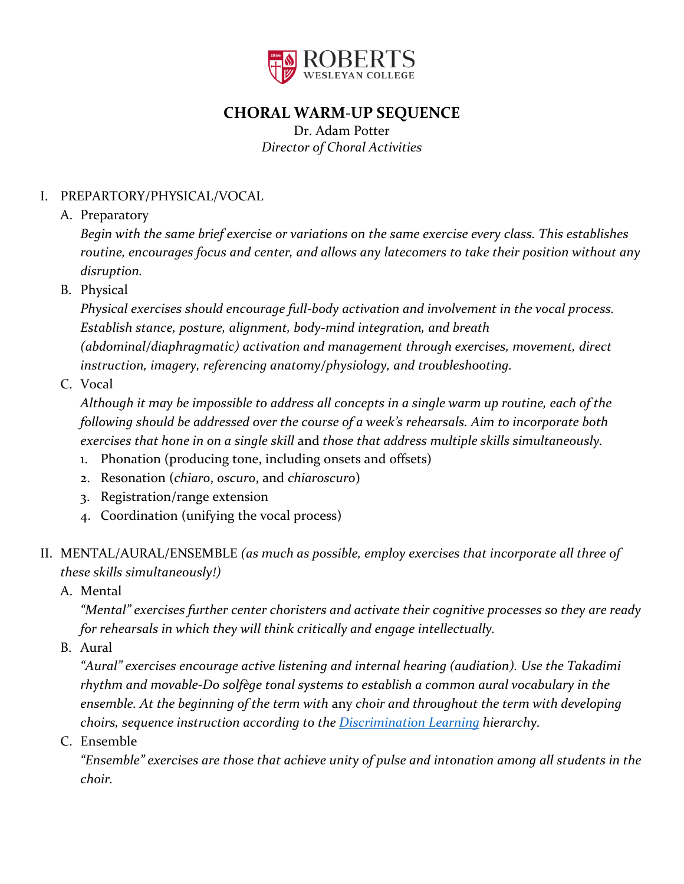ROBERTS WESLEYAN COLLEGE

# CHORAL WARM-UP SEQUENCE

Dr. Adam Potter
*Director of Choral Activities*

I. PREPARTORY/PHYSICAL/VOCAL

A. Preparatory

*Begin with the same brief exercise or variations on the same exercise every class. This establishes routine, encourages focus and center, and allows any latecomers to take their position without any disruption.*

B. Physical

*Physical exercises should encourage full-body activation and involvement in the vocal process. Establish stance, posture, alignment, body-mind integration, and breath (abdominal/diaphragmatic) activation and management through exercises, movement, direct instruction, imagery, referencing anatomy/physiology, and troubleshooting.*

C. Vocal

*Although it may be impossible to address all concepts in a single warm up routine, each of the following should be addressed over the course of a week's rehearsals. Aim to incorporate both exercises that hone in on a single skill* and *those that address multiple skills simultaneously.*

1. Phonation (producing tone, including onsets and offsets)
2. Resonation (*chiaro*, *oscuro*, and *chiaroscuro*)
3. Registration/range extension
4. Coordination (unifying the vocal process)

II. MENTAL/AURAL/ENSEMBLE *(as much as possible, employ exercises that incorporate all three of these skills simultaneously!)*

A. Mental

*"Mental" exercises further center choristers and activate their cognitive processes so they are ready for rehearsals in which they will think critically and engage intellectually.*

B. Aural

*"Aural" exercises encourage active listening and internal hearing (audiation). Use the Takadimi rhythm and movable-Do solfège tonal systems to establish a common aural vocabulary in the ensemble. At the beginning of the term with* any *choir and throughout the term with developing choirs, sequence instruction according to the [Discrimination Learning](#) hierarchy.*

C. Ensemble

*"Ensemble" exercises are those that achieve unity of pulse and intonation among all students in the choir.*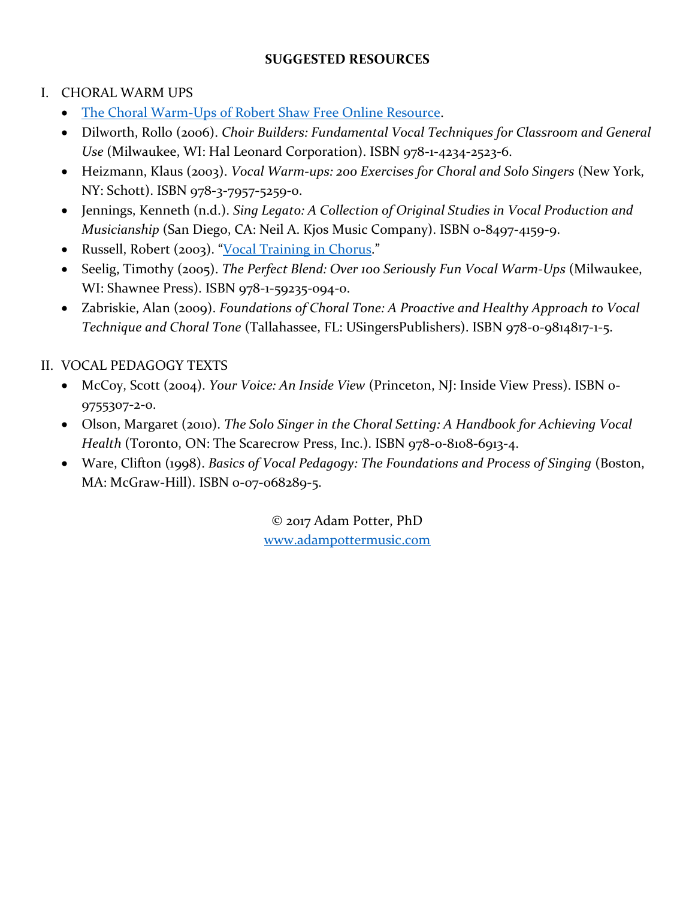**SUGGESTED RESOURCES**

I. CHORAL WARM UPS

- The Choral Warm-Ups of Robert Shaw Free Online Resource.
- Dilworth, Rollo (2006). *Choir Builders: Fundamental Vocal Techniques for Classroom and General Use* (Milwaukee, WI: Hal Leonard Corporation). ISBN 978-1-4234-2523-6.
- Heizmann, Klaus (2003). *Vocal Warm-ups: 200 Exercises for Choral and Solo Singers* (New York, NY: Schott). ISBN 978-3-7957-5259-0.
- Jennings, Kenneth (n.d.). *Sing Legato: A Collection of Original Studies in Vocal Production and Musicianship* (San Diego, CA: Neil A. Kjos Music Company). ISBN 0-8497-4159-9.
- Russell, Robert (2003). "Vocal Training in Chorus."
- Seelig, Timothy (2005). *The Perfect Blend: Over 100 Seriously Fun Vocal Warm-Ups* (Milwaukee, WI: Shawnee Press). ISBN 978-1-59235-094-0.
- Zabriskie, Alan (2009). *Foundations of Choral Tone: A Proactive and Healthy Approach to Vocal Technique and Choral Tone* (Tallahassee, FL: USingersPublishers). ISBN 978-0-9814817-1-5.

II. VOCAL PEDAGOGY TEXTS

- McCoy, Scott (2004). *Your Voice: An Inside View* (Princeton, NJ: Inside View Press). ISBN 0-9755307-2-0.
- Olson, Margaret (2010). *The Solo Singer in the Choral Setting: A Handbook for Achieving Vocal Health* (Toronto, ON: The Scarecrow Press, Inc.). ISBN 978-0-8108-6913-4.
- Ware, Clifton (1998). *Basics of Vocal Pedagogy: The Foundations and Process of Singing* (Boston, MA: McGraw-Hill). ISBN 0-07-068289-5.

© 2017 Adam Potter, PhD
www.adampottermusic.com